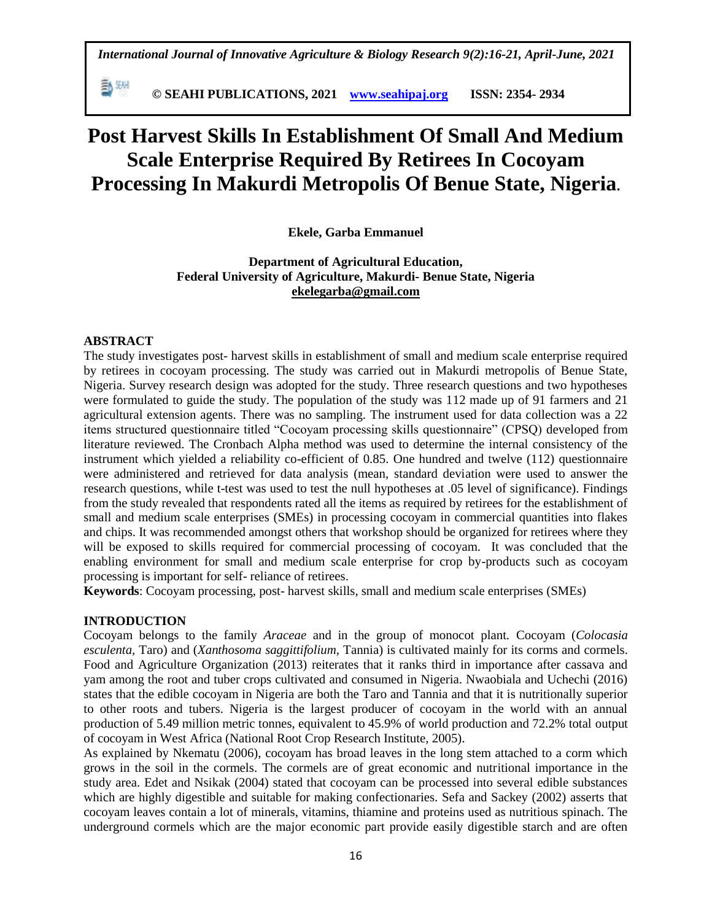# Post Harvest Skills In Establishment Of Small And Medium Scale Enterprise Required By Retirees In Cocoyam Processing In Makurdi Metropolis Of Benue State, Nigeria.

**Ekele, Garba Emmanuel**

**Department of Agricultural Education,**
**Federal University of Agriculture, Makurdi- Benue State, Nigeria**
**ekelegarba@gmail.com**

## ABSTRACT

The study investigates post- harvest skills in establishment of small and medium scale enterprise required by retirees in cocoyam processing. The study was carried out in Makurdi metropolis of Benue State, Nigeria. Survey research design was adopted for the study. Three research questions and two hypotheses were formulated to guide the study. The population of the study was 112 made up of 91 farmers and 21 agricultural extension agents. There was no sampling. The instrument used for data collection was a 22 items structured questionnaire titled "Cocoyam processing skills questionnaire" (CPSQ) developed from literature reviewed. The Cronbach Alpha method was used to determine the internal consistency of the instrument which yielded a reliability co-efficient of 0.85. One hundred and twelve (112) questionnaire were administered and retrieved for data analysis (mean, standard deviation were used to answer the research questions, while t-test was used to test the null hypotheses at .05 level of significance). Findings from the study revealed that respondents rated all the items as required by retirees for the establishment of small and medium scale enterprises (SMEs) in processing cocoyam in commercial quantities into flakes and chips. It was recommended amongst others that workshop should be organized for retirees where they will be exposed to skills required for commercial processing of cocoyam. It was concluded that the enabling environment for small and medium scale enterprise for crop by-products such as cocoyam processing is important for self- reliance of retirees.

**Keywords**: Cocoyam processing, post- harvest skills, small and medium scale enterprises (SMEs)

## INTRODUCTION

Cocoyam belongs to the family *Araceae* and in the group of monocot plant. Cocoyam (*Colocasia esculenta*, Taro) and (*Xanthosoma saggittifolium*, Tannia) is cultivated mainly for its corms and cormels. Food and Agriculture Organization (2013) reiterates that it ranks third in importance after cassava and yam among the root and tuber crops cultivated and consumed in Nigeria. Nwaobiala and Uchechi (2016) states that the edible cocoyam in Nigeria are both the Taro and Tannia and that it is nutritionally superior to other roots and tubers. Nigeria is the largest producer of cocoyam in the world with an annual production of 5.49 million metric tonnes, equivalent to 45.9% of world production and 72.2% total output of cocoyam in West Africa (National Root Crop Research Institute, 2005).

As explained by Nkematu (2006), cocoyam has broad leaves in the long stem attached to a corm which grows in the soil in the cormels. The cormels are of great economic and nutritional importance in the study area. Edet and Nsikak (2004) stated that cocoyam can be processed into several edible substances which are highly digestible and suitable for making confectionaries. Sefa and Sackey (2002) asserts that cocoyam leaves contain a lot of minerals, vitamins, thiamine and proteins used as nutritious spinach. The underground cormels which are the major economic part provide easily digestible starch and are often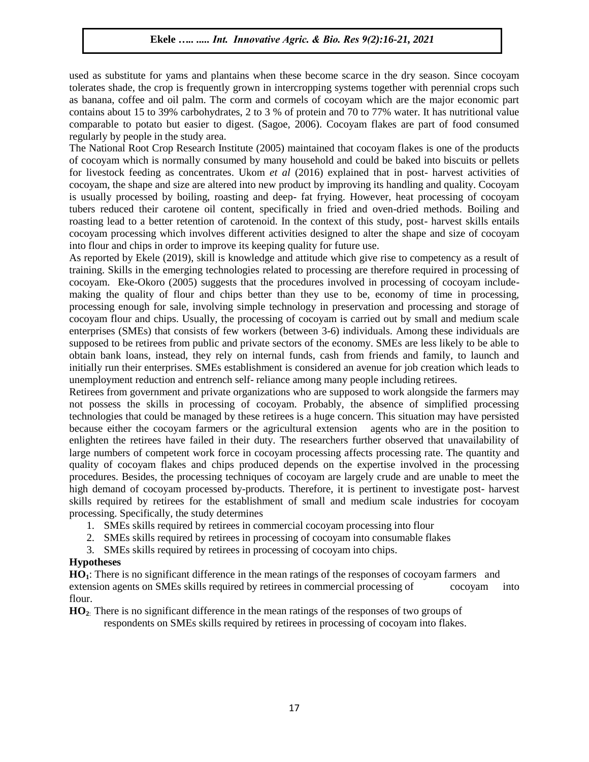used as substitute for yams and plantains when these become scarce in the dry season. Since cocoyam tolerates shade, the crop is frequently grown in intercropping systems together with perennial crops such as banana, coffee and oil palm. The corm and cormels of cocoyam which are the major economic part contains about 15 to 39% carbohydrates, 2 to 3 % of protein and 70 to 77% water. It has nutritional value comparable to potato but easier to digest. (Sagoe, 2006). Cocoyam flakes are part of food consumed regularly by people in the study area.

The National Root Crop Research Institute (2005) maintained that cocoyam flakes is one of the products of cocoyam which is normally consumed by many household and could be baked into biscuits or pellets for livestock feeding as concentrates. Ukom *et al* (2016) explained that in post- harvest activities of cocoyam, the shape and size are altered into new product by improving its handling and quality. Cocoyam is usually processed by boiling, roasting and deep- fat frying. However, heat processing of cocoyam tubers reduced their carotene oil content, specifically in fried and oven-dried methods. Boiling and roasting lead to a better retention of carotenoid. In the context of this study, post- harvest skills entails cocoyam processing which involves different activities designed to alter the shape and size of cocoyam into flour and chips in order to improve its keeping quality for future use.

As reported by Ekele (2019), skill is knowledge and attitude which give rise to competency as a result of training. Skills in the emerging technologies related to processing are therefore required in processing of cocoyam. Eke-Okoro (2005) suggests that the procedures involved in processing of cocoyam include- making the quality of flour and chips better than they use to be, economy of time in processing, processing enough for sale, involving simple technology in preservation and processing and storage of cocoyam flour and chips. Usually, the processing of cocoyam is carried out by small and medium scale enterprises (SMEs) that consists of few workers (between 3-6) individuals. Among these individuals are supposed to be retirees from public and private sectors of the economy. SMEs are less likely to be able to obtain bank loans, instead, they rely on internal funds, cash from friends and family, to launch and initially run their enterprises. SMEs establishment is considered an avenue for job creation which leads to unemployment reduction and entrench self- reliance among many people including retirees.

Retirees from government and private organizations who are supposed to work alongside the farmers may not possess the skills in processing of cocoyam. Probably, the absence of simplified processing technologies that could be managed by these retirees is a huge concern. This situation may have persisted because either the cocoyam farmers or the agricultural extension agents who are in the position to enlighten the retirees have failed in their duty. The researchers further observed that unavailability of large numbers of competent work force in cocoyam processing affects processing rate. The quantity and quality of cocoyam flakes and chips produced depends on the expertise involved in the processing procedures. Besides, the processing techniques of cocoyam are largely crude and are unable to meet the high demand of cocoyam processed by-products. Therefore, it is pertinent to investigate post- harvest skills required by retirees for the establishment of small and medium scale industries for cocoyam processing. Specifically, the study determines

1. SMEs skills required by retirees in commercial cocoyam processing into flour
2. SMEs skills required by retirees in processing of cocoyam into consumable flakes
3. SMEs skills required by retirees in processing of cocoyam into chips.

**Hypotheses**

**$HO_1$**: There is no significant difference in the mean ratings of the responses of cocoyam farmers and extension agents on SMEs skills required by retirees in commercial processing of cocoyam into flour.

**$HO_2$**: There is no significant difference in the mean ratings of the responses of two groups of respondents on SMEs skills required by retirees in processing of cocoyam into flakes.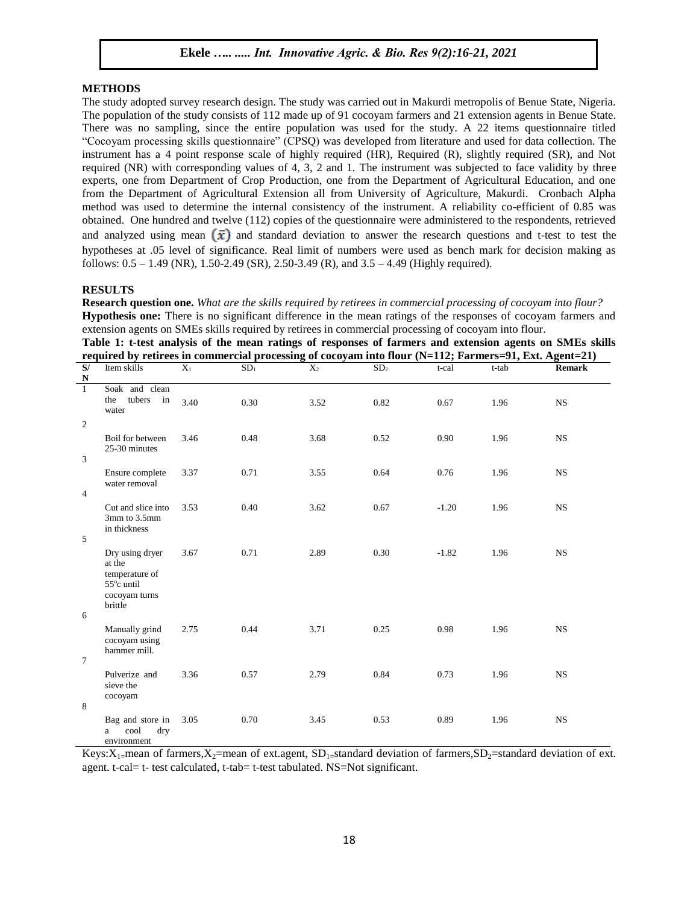## METHODS

The study adopted survey research design. The study was carried out in Makurdi metropolis of Benue State, Nigeria. The population of the study consists of 112 made up of 91 cocoyam farmers and 21 extension agents in Benue State. There was no sampling, since the entire population was used for the study. A 22 items questionnaire titled "Cocoyam processing skills questionnaire" (CPSQ) was developed from literature and used for data collection. The instrument has a 4 point response scale of highly required (HR), Required (R), slightly required (SR), and Not required (NR) with corresponding values of 4, 3, 2 and 1. The instrument was subjected to face validity by three experts, one from Department of Crop Production, one from the Department of Agricultural Education, and one from the Department of Agricultural Extension all from University of Agriculture, Makurdi. Cronbach Alpha method was used to determine the internal consistency of the instrument. A reliability co-efficient of 0.85 was obtained. One hundred and twelve (112) copies of the questionnaire were administered to the respondents, retrieved and analyzed using mean $(\bar{x})$ and standard deviation to answer the research questions and t-test to test the hypotheses at .05 level of significance. Real limit of numbers were used as bench mark for decision making as follows: 0.5 – 1.49 (NR), 1.50-2.49 (SR), 2.50-3.49 (R), and 3.5 – 4.49 (Highly required).

## RESULTS

**Research question one.** *What are the skills required by retirees in commercial processing of cocoyam into flour?*

**Hypothesis one:** There is no significant difference in the mean ratings of the responses of cocoyam farmers and extension agents on SMEs skills required by retirees in commercial processing of cocoyam into flour.

**Table 1: t-test analysis of the mean ratings of responses of farmers and extension agents on SMEs skills required by retirees in commercial processing of cocoyam into flour (N=112; Farmers=91, Ext. Agent=21)**

| S/N | Item skills | $X_1$ | $SD_1$ | $X_2$ | $SD_2$ | t-cal | t-tab | Remark |
|---|---|---|---|---|---|---|---|---|
| 1 | Soak and clean the tubers in water | 3.40 | 0.30 | 3.52 | 0.82 | 0.67 | 1.96 | NS |
| 2 | Boil for between 25-30 minutes | 3.46 | 0.48 | 3.68 | 0.52 | 0.90 | 1.96 | NS |
| 3 | Ensure complete water removal | 3.37 | 0.71 | 3.55 | 0.64 | 0.76 | 1.96 | NS |
| 4 | Cut and slice into 3mm to 3.5mm in thickness | 3.53 | 0.40 | 3.62 | 0.67 | -1.20 | 1.96 | NS |
| 5 | Dry using dryer at the temperature of 55°c until cocoyam turns brittle | 3.67 | 0.71 | 2.89 | 0.30 | -1.82 | 1.96 | NS |
| 6 | Manually grind cocoyam using hammer mill. | 2.75 | 0.44 | 3.71 | 0.25 | 0.98 | 1.96 | NS |
| 7 | Pulverize and sieve the cocoyam | 3.36 | 0.57 | 2.79 | 0.84 | 0.73 | 1.96 | NS |
| 8 | Bag and store in a cool dry environment | 3.05 | 0.70 | 3.45 | 0.53 | 0.89 | 1.96 | NS |

Keys: $X_1$=mean of farmers, $X_2$=mean of ext.agent, $SD_1$=standard deviation of farmers, $SD_2$=standard deviation of ext. agent. t-cal= t- test calculated, t-tab= t-test tabulated. NS=Not significant.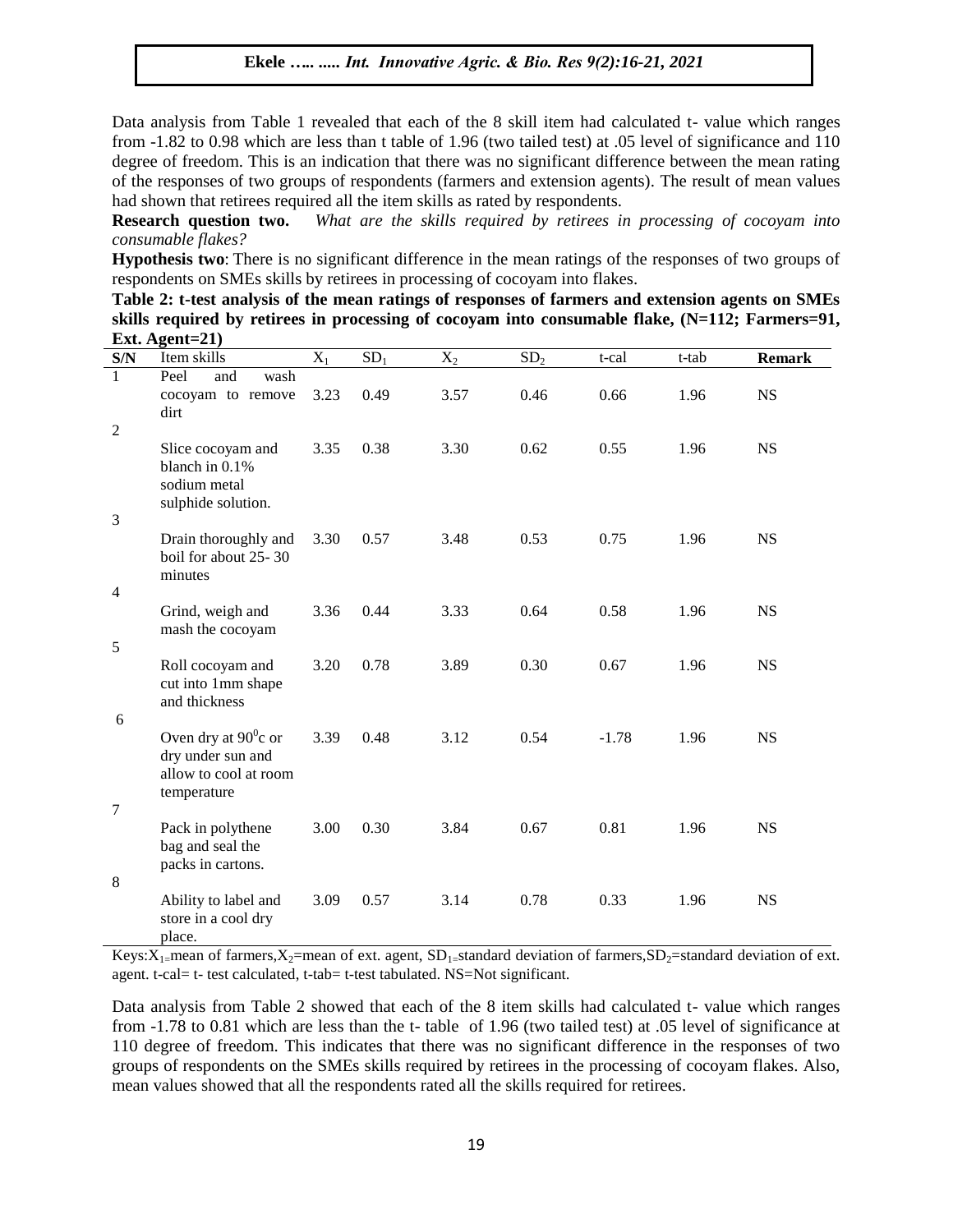Data analysis from Table 1 revealed that each of the 8 skill item had calculated t- value which ranges from -1.82 to 0.98 which are less than t table of 1.96 (two tailed test) at .05 level of significance and 110 degree of freedom. This is an indication that there was no significant difference between the mean rating of the responses of two groups of respondents (farmers and extension agents). The result of mean values had shown that retirees required all the item skills as rated by respondents.

**Research question two.** *What are the skills required by retirees in processing of cocoyam into consumable flakes?*

**Hypothesis two**: There is no significant difference in the mean ratings of the responses of two groups of respondents on SMEs skills by retirees in processing of cocoyam into flakes.

**Table 2: t-test analysis of the mean ratings of responses of farmers and extension agents on SMEs skills required by retirees in processing of cocoyam into consumable flake, (N=112; Farmers=91, Ext. Agent=21)**

| S/N | Item skills | $X_1$ | $SD_1$ | $X_2$ | $SD_2$ | t-cal | t-tab | **Remark** |
|---|---|---|---|---|---|---|---|---|
| 1 | Peel and wash cocoyam to remove dirt | 3.23 | 0.49 | 3.57 | 0.46 | 0.66 | 1.96 | NS |
| 2 | Slice cocoyam and blanch in 0.1% sodium metal sulphide solution. | 3.35 | 0.38 | 3.30 | 0.62 | 0.55 | 1.96 | NS |
| 3 | Drain thoroughly and boil for about 25- 30 minutes | 3.30 | 0.57 | 3.48 | 0.53 | 0.75 | 1.96 | NS |
| 4 | Grind, weigh and mash the cocoyam | 3.36 | 0.44 | 3.33 | 0.64 | 0.58 | 1.96 | NS |
| 5 | Roll cocoyam and cut into 1mm shape and thickness | 3.20 | 0.78 | 3.89 | 0.30 | 0.67 | 1.96 | NS |
| 6 | Oven dry at $90^0$c or dry under sun and allow to cool at room temperature | 3.39 | 0.48 | 3.12 | 0.54 | -1.78 | 1.96 | NS |
| 7 | Pack in polythene bag and seal the packs in cartons. | 3.00 | 0.30 | 3.84 | 0.67 | 0.81 | 1.96 | NS |
| 8 | Ability to label and store in a cool dry place. | 3.09 | 0.57 | 3.14 | 0.78 | 0.33 | 1.96 | NS |

Keys: $X_1$=mean of farmers, $X_2$=mean of ext. agent, $SD_1$=standard deviation of farmers, $SD_2$=standard deviation of ext. agent. t-cal= t- test calculated, t-tab= t-test tabulated. NS=Not significant.

Data analysis from Table 2 showed that each of the 8 item skills had calculated t- value which ranges from -1.78 to 0.81 which are less than the t- table of 1.96 (two tailed test) at .05 level of significance at 110 degree of freedom. This indicates that there was no significant difference in the responses of two groups of respondents on the SMEs skills required by retirees in the processing of cocoyam flakes. Also, mean values showed that all the respondents rated all the skills required for retirees.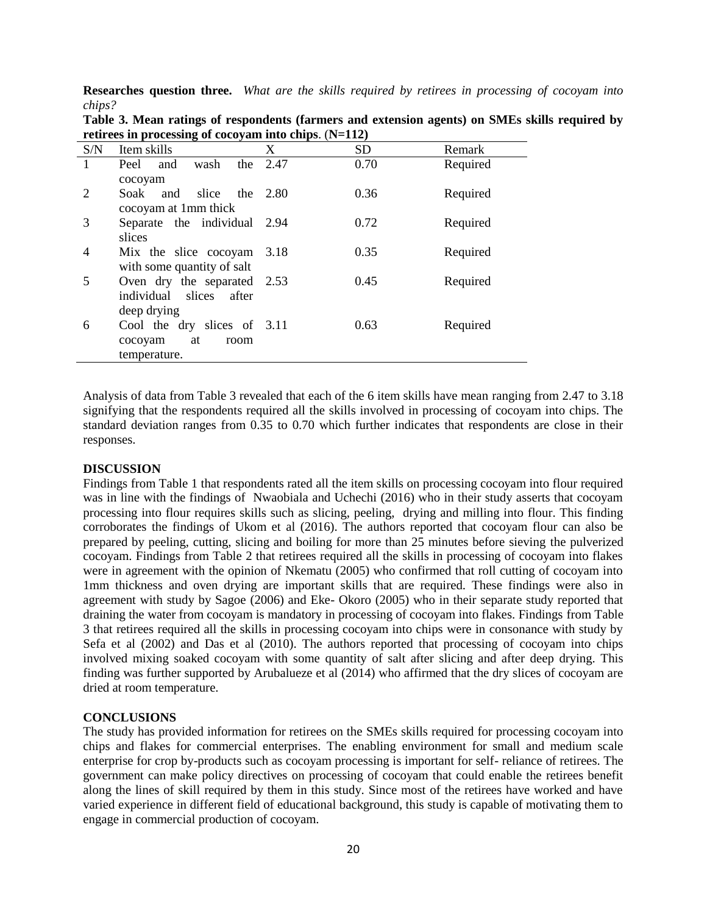**Researches question three.** *What are the skills required by retirees in processing of cocoyam into chips?*

**Table 3. Mean ratings of respondents (farmers and extension agents) on SMEs skills required by retirees in processing of cocoyam into chips**. **(N=112)**

| S/N | Item skills | X | SD | Remark |
| --- | --- | --- | --- | --- |
| 1 | Peel and wash the cocoyam | 2.47 | 0.70 | Required |
| 2 | Soak and slice the cocoyam at 1mm thick | 2.80 | 0.36 | Required |
| 3 | Separate the individual slices | 2.94 | 0.72 | Required |
| 4 | Mix the slice cocoyam with some quantity of salt | 3.18 | 0.35 | Required |
| 5 | Oven dry the separated individual slices after deep drying | 2.53 | 0.45 | Required |
| 6 | Cool the dry slices of cocoyam at room temperature. | 3.11 | 0.63 | Required |

Analysis of data from Table 3 revealed that each of the 6 item skills have mean ranging from 2.47 to 3.18 signifying that the respondents required all the skills involved in processing of cocoyam into chips. The standard deviation ranges from 0.35 to 0.70 which further indicates that respondents are close in their responses.

## DISCUSSION

Findings from Table 1 that respondents rated all the item skills on processing cocoyam into flour required was in line with the findings of Nwaobiala and Uchechi (2016) who in their study asserts that cocoyam processing into flour requires skills such as slicing, peeling, drying and milling into flour. This finding corroborates the findings of Ukom et al (2016). The authors reported that cocoyam flour can also be prepared by peeling, cutting, slicing and boiling for more than 25 minutes before sieving the pulverized cocoyam. Findings from Table 2 that retirees required all the skills in processing of cocoyam into flakes were in agreement with the opinion of Nkematu (2005) who confirmed that roll cutting of cocoyam into 1mm thickness and oven drying are important skills that are required. These findings were also in agreement with study by Sagoe (2006) and Eke- Okoro (2005) who in their separate study reported that draining the water from cocoyam is mandatory in processing of cocoyam into flakes. Findings from Table 3 that retirees required all the skills in processing cocoyam into chips were in consonance with study by Sefa et al (2002) and Das et al (2010). The authors reported that processing of cocoyam into chips involved mixing soaked cocoyam with some quantity of salt after slicing and after deep drying. This finding was further supported by Arubalueze et al (2014) who affirmed that the dry slices of cocoyam are dried at room temperature.

## CONCLUSIONS

The study has provided information for retirees on the SMEs skills required for processing cocoyam into chips and flakes for commercial enterprises. The enabling environment for small and medium scale enterprise for crop by-products such as cocoyam processing is important for self- reliance of retirees. The government can make policy directives on processing of cocoyam that could enable the retirees benefit along the lines of skill required by them in this study. Since most of the retirees have worked and have varied experience in different field of educational background, this study is capable of motivating them to engage in commercial production of cocoyam.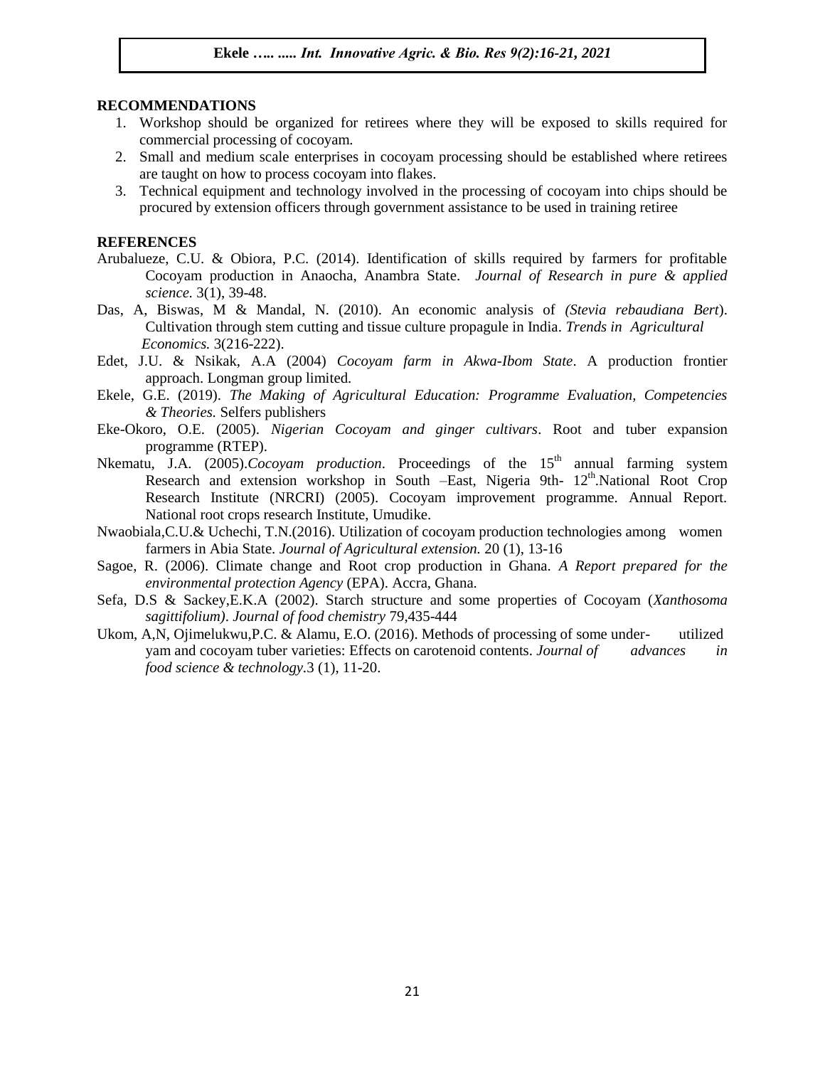## RECOMMENDATIONS

1. Workshop should be organized for retirees where they will be exposed to skills required for commercial processing of cocoyam.
2. Small and medium scale enterprises in cocoyam processing should be established where retirees are taught on how to process cocoyam into flakes.
3. Technical equipment and technology involved in the processing of cocoyam into chips should be procured by extension officers through government assistance to be used in training retiree

## REFERENCES

Arubalueze, C.U. & Obiora, P.C. (2014). Identification of skills required by farmers for profitable Cocoyam production in Anaocha, Anambra State. *Journal of Research in pure & applied science.* 3(1), 39-48.

Das, A, Biswas, M & Mandal, N. (2010). An economic analysis of *(Stevia rebaudiana Bert*). Cultivation through stem cutting and tissue culture propagule in India. *Trends in Agricultural Economics.* 3(216-222).

Edet, J.U. & Nsikak, A.A (2004) *Cocoyam farm in Akwa-Ibom State*. A production frontier approach. Longman group limited.

Ekele, G.E. (2019). *The Making of Agricultural Education: Programme Evaluation, Competencies & Theories.* Selfers publishers

Eke-Okoro, O.E. (2005). *Nigerian Cocoyam and ginger cultivars*. Root and tuber expansion programme (RTEP).

Nkematu, J.A. (2005).*Cocoyam production*. Proceedings of the 15th annual farming system Research and extension workshop in South –East, Nigeria 9th- 12th.National Root Crop Research Institute (NRCRI) (2005). Cocoyam improvement programme. Annual Report. National root crops research Institute, Umudike.

Nwaobiala,C.U.& Uchechi, T.N.(2016). Utilization of cocoyam production technologies among women farmers in Abia State. *Journal of Agricultural extension.* 20 (1), 13-16

Sagoe, R. (2006). Climate change and Root crop production in Ghana. *A Report prepared for the environmental protection Agency* (EPA). Accra, Ghana.

Sefa, D.S & Sackey,E.K.A (2002). Starch structure and some properties of Cocoyam (*Xanthosoma sagittifolium)*. *Journal of food chemistry* 79,435-444

Ukom, A,N, Ojimelukwu,P.C. & Alamu, E.O. (2016). Methods of processing of some under- utilized yam and cocoyam tuber varieties: Effects on carotenoid contents. *Journal of advances in food science & technology*.3 (1), 11-20.